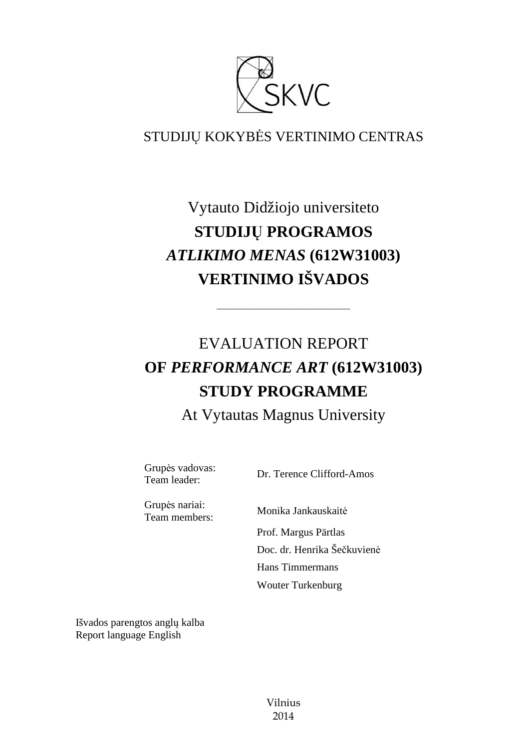SKVC

STUDIJŲ KOKYBĖS VERTINIMO CENTRAS

# Vytauto Didžiojo universiteto
# **STUDIJŲ PROGRAMOS**
# ***ATLIKIMO MENAS*** **(612W31003)**
# **VERTINIMO IŠVADOS**

---

# EVALUATION REPORT
# **OF *PERFORMANCE ART* (612W31003)**
# **STUDY PROGRAMME**
# At Vytautas Magnus University

| | |
|---|---|
| Grupės vadovas:<br>Team leader: | Dr. Terence Clifford-Amos |
| Grupės nariai:<br>Team members: | Monika Jankauskaitė |
| | Prof. Margus Pärtlas |
| | Doc. dr. Henrika Šečkuvienė |
| | Hans Timmermans |
| | Wouter Turkenburg |

Išvados parengtos anglų kalba
Report language English

Vilnius
2014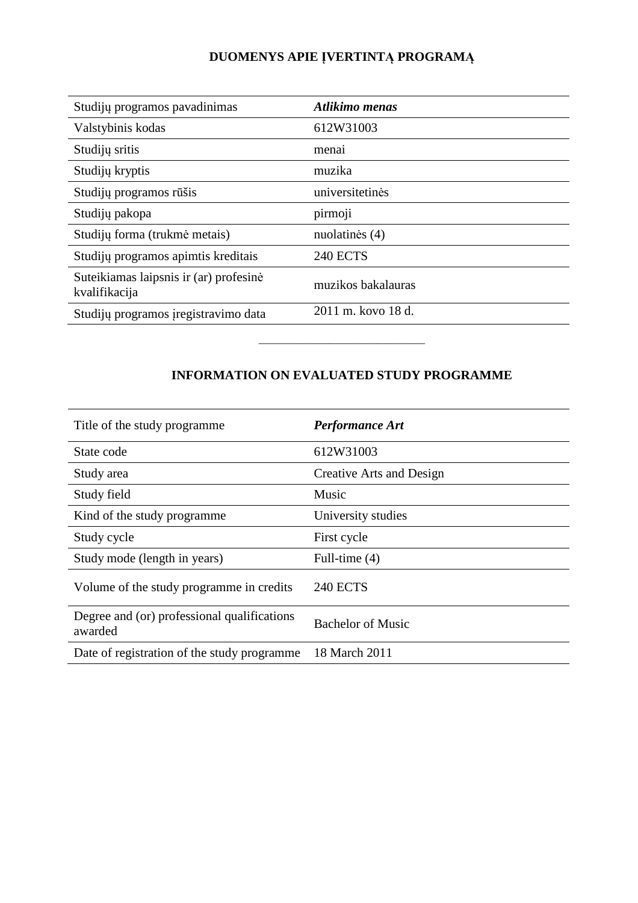## DUOMENYS APIE ĮVERTINTĄ PROGRAMĄ

| | |
|---|---|
| Studijų programos pavadinimas | ***Atlikimo menas*** |
| Valstybinis kodas | 612W31003 |
| Studijų sritis | menai |
| Studijų kryptis | muzika |
| Studijų programos rūšis | universitetinės |
| Studijų pakopa | pirmoji |
| Studijų forma (trukmė metais) | nuolatinės (4) |
| Studijų programos apimtis kreditais | 240 ECTS |
| Suteikiamas laipsnis ir (ar) profesinė kvalifikacija | muzikos bakalauras |
| Studijų programos įregistravimo data | 2011 m. kovo 18 d. |

———————————

## INFORMATION ON EVALUATED STUDY PROGRAMME

| | |
|---|---|
| Title of the study programme | ***Performance Art*** |
| State code | 612W31003 |
| Study area | Creative Arts and Design |
| Study field | Music |
| Kind of the study programme | University studies |
| Study cycle | First cycle |
| Study mode (length in years) | Full-time (4) |
| Volume of the study programme in credits | 240 ECTS |
| Degree and (or) professional qualifications awarded | Bachelor of Music |
| Date of registration of the study programme | 18 March 2011 |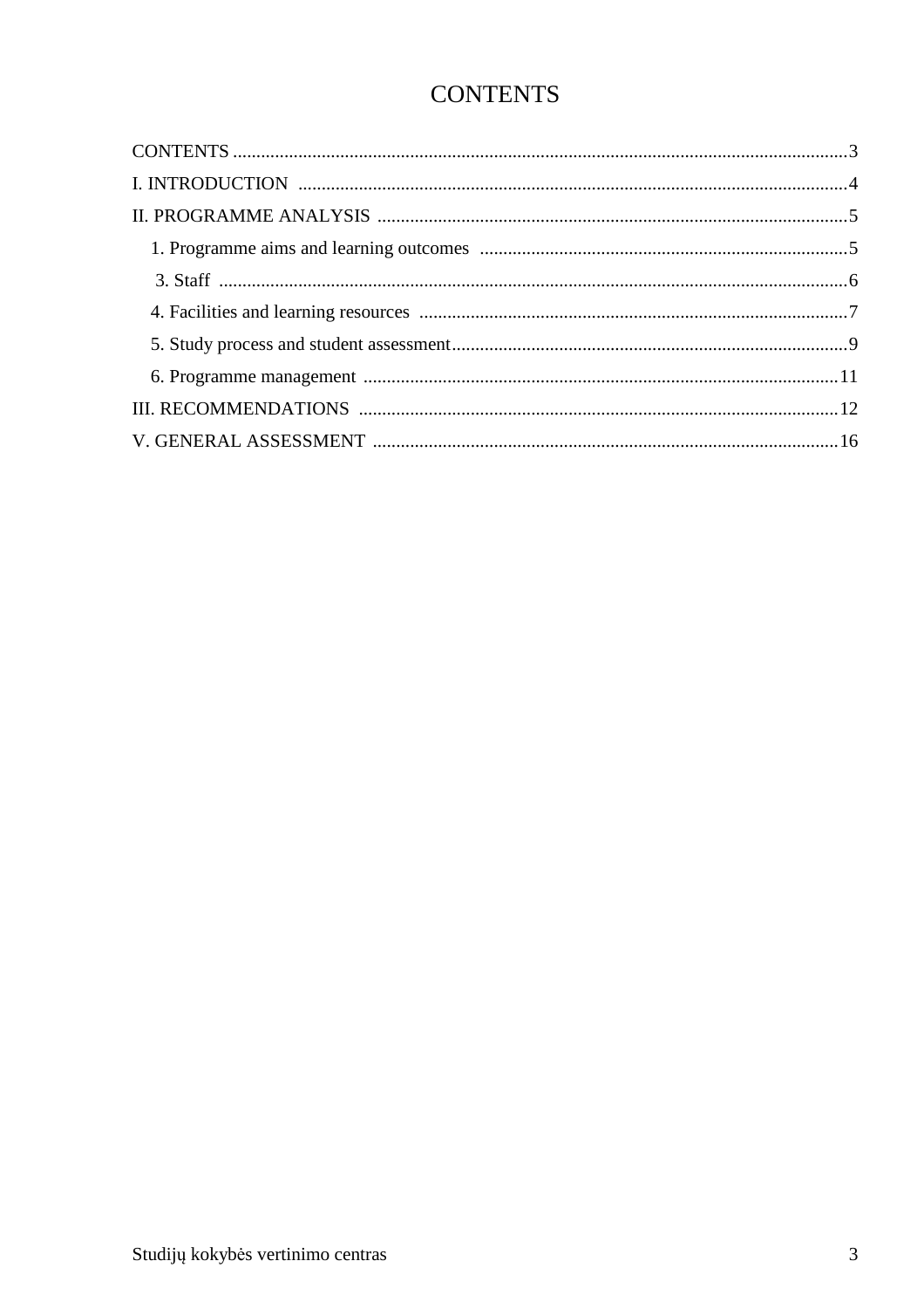# CONTENTS

CONTENTS ....................................................................................................................................3

I. INTRODUCTION ......................................................................................................................4

II. PROGRAMME ANALYSIS .....................................................................................................5

1. Programme aims and learning outcomes ...............................................................................5

3. Staff .......................................................................................................................................6

4. Facilities and learning resources ............................................................................................7

5. Study process and student assessment.....................................................................................9

6. Programme management ......................................................................................................11

III. RECOMMENDATIONS .......................................................................................................12

V. GENERAL ASSESSMENT ....................................................................................................16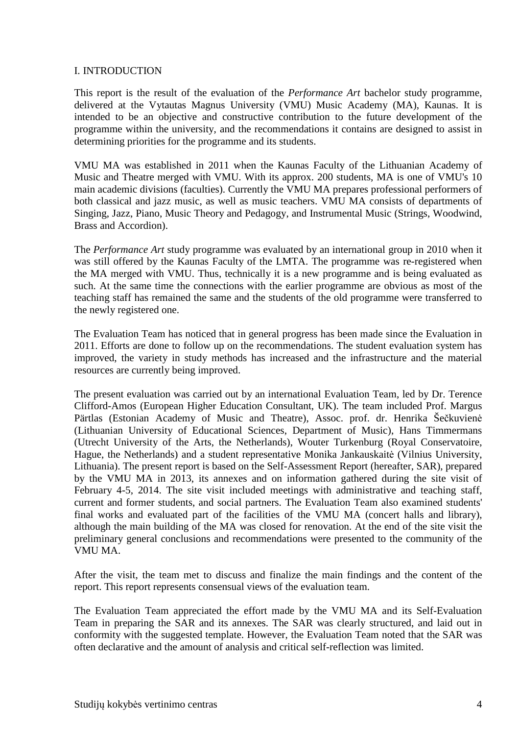# I. INTRODUCTION

This report is the result of the evaluation of the *Performance Art* bachelor study programme, delivered at the Vytautas Magnus University (VMU) Music Academy (MA), Kaunas. It is intended to be an objective and constructive contribution to the future development of the programme within the university, and the recommendations it contains are designed to assist in determining priorities for the programme and its students.

VMU MA was established in 2011 when the Kaunas Faculty of the Lithuanian Academy of Music and Theatre merged with VMU. With its approx. 200 students, MA is one of VMU's 10 main academic divisions (faculties). Currently the VMU MA prepares professional performers of both classical and jazz music, as well as music teachers. VMU MA consists of departments of Singing, Jazz, Piano, Music Theory and Pedagogy, and Instrumental Music (Strings, Woodwind, Brass and Accordion).

The *Performance Art* study programme was evaluated by an international group in 2010 when it was still offered by the Kaunas Faculty of the LMTA. The programme was re-registered when the MA merged with VMU. Thus, technically it is a new programme and is being evaluated as such. At the same time the connections with the earlier programme are obvious as most of the teaching staff has remained the same and the students of the old programme were transferred to the newly registered one.

The Evaluation Team has noticed that in general progress has been made since the Evaluation in 2011. Efforts are done to follow up on the recommendations. The student evaluation system has improved, the variety in study methods has increased and the infrastructure and the material resources are currently being improved.

The present evaluation was carried out by an international Evaluation Team, led by Dr. Terence Clifford-Amos (European Higher Education Consultant, UK). The team included Prof. Margus Pärtlas (Estonian Academy of Music and Theatre), Assoc. prof. dr. Henrika Šečkuvienė (Lithuanian University of Educational Sciences, Department of Music), Hans Timmermans (Utrecht University of the Arts, the Netherlands), Wouter Turkenburg (Royal Conservatoire, Hague, the Netherlands) and a student representative Monika Jankauskaitė (Vilnius University, Lithuania). The present report is based on the Self-Assessment Report (hereafter, SAR), prepared by the VMU MA in 2013, its annexes and on information gathered during the site visit of February 4-5, 2014. The site visit included meetings with administrative and teaching staff, current and former students, and social partners. The Evaluation Team also examined students' final works and evaluated part of the facilities of the VMU MA (concert halls and library), although the main building of the MA was closed for renovation. At the end of the site visit the preliminary general conclusions and recommendations were presented to the community of the VMU MA.

After the visit, the team met to discuss and finalize the main findings and the content of the report. This report represents consensual views of the evaluation team.

The Evaluation Team appreciated the effort made by the VMU MA and its Self-Evaluation Team in preparing the SAR and its annexes. The SAR was clearly structured, and laid out in conformity with the suggested template. However, the Evaluation Team noted that the SAR was often declarative and the amount of analysis and critical self-reflection was limited.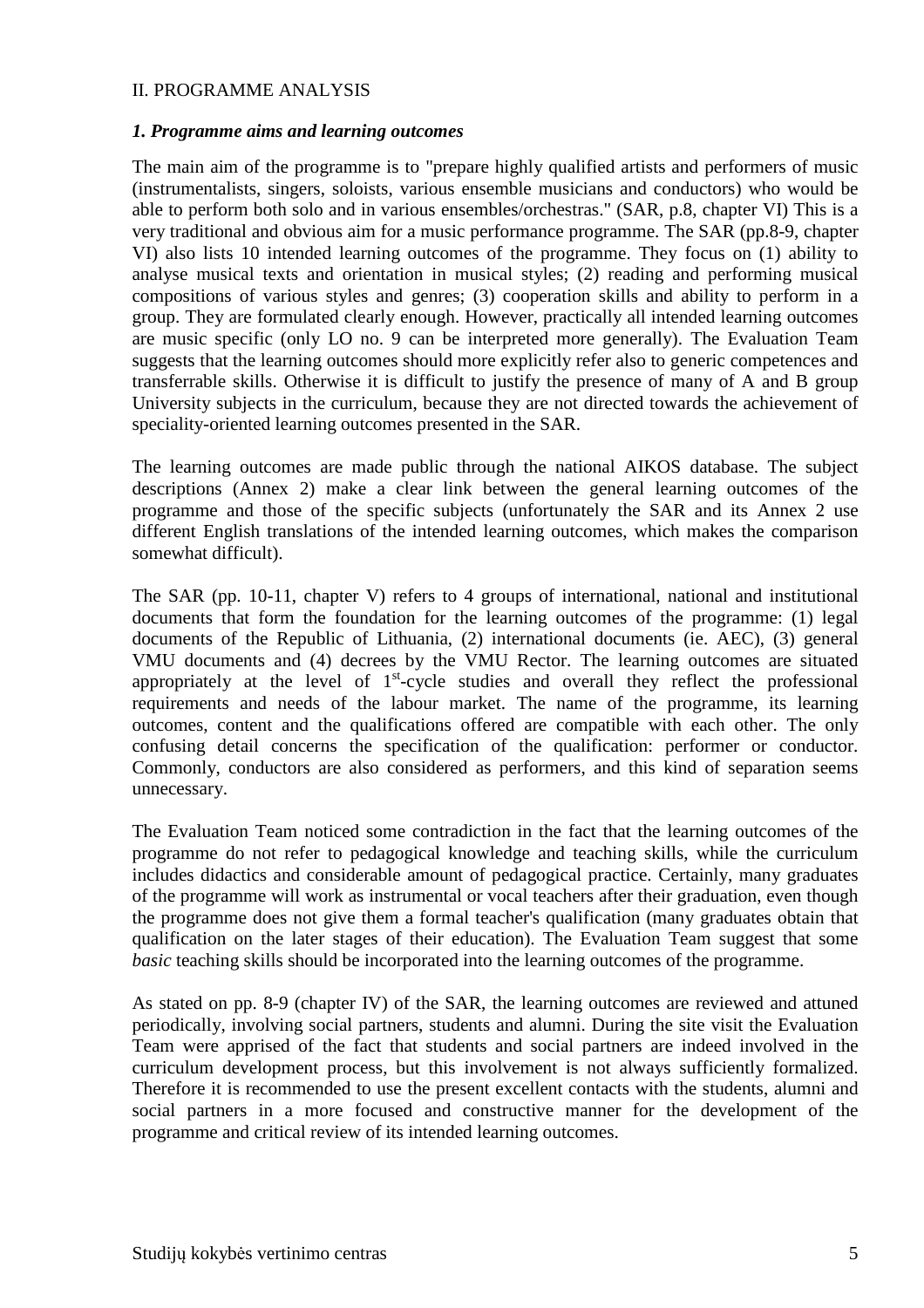## II. PROGRAMME ANALYSIS

### *1. Programme aims and learning outcomes*

The main aim of the programme is to "prepare highly qualified artists and performers of music (instrumentalists, singers, soloists, various ensemble musicians and conductors) who would be able to perform both solo and in various ensembles/orchestras." (SAR, p.8, chapter VI) This is a very traditional and obvious aim for a music performance programme. The SAR (pp.8-9, chapter VI) also lists 10 intended learning outcomes of the programme. They focus on (1) ability to analyse musical texts and orientation in musical styles; (2) reading and performing musical compositions of various styles and genres; (3) cooperation skills and ability to perform in a group. They are formulated clearly enough. However, practically all intended learning outcomes are music specific (only LO no. 9 can be interpreted more generally). The Evaluation Team suggests that the learning outcomes should more explicitly refer also to generic competences and transferrable skills. Otherwise it is difficult to justify the presence of many of A and B group University subjects in the curriculum, because they are not directed towards the achievement of speciality-oriented learning outcomes presented in the SAR.

The learning outcomes are made public through the national AIKOS database. The subject descriptions (Annex 2) make a clear link between the general learning outcomes of the programme and those of the specific subjects (unfortunately the SAR and its Annex 2 use different English translations of the intended learning outcomes, which makes the comparison somewhat difficult).

The SAR (pp. 10-11, chapter V) refers to 4 groups of international, national and institutional documents that form the foundation for the learning outcomes of the programme: (1) legal documents of the Republic of Lithuania, (2) international documents (ie. AEC), (3) general VMU documents and (4) decrees by the VMU Rector. The learning outcomes are situated appropriately at the level of 1st-cycle studies and overall they reflect the professional requirements and needs of the labour market. The name of the programme, its learning outcomes, content and the qualifications offered are compatible with each other. The only confusing detail concerns the specification of the qualification: performer or conductor. Commonly, conductors are also considered as performers, and this kind of separation seems unnecessary.

The Evaluation Team noticed some contradiction in the fact that the learning outcomes of the programme do not refer to pedagogical knowledge and teaching skills, while the curriculum includes didactics and considerable amount of pedagogical practice. Certainly, many graduates of the programme will work as instrumental or vocal teachers after their graduation, even though the programme does not give them a formal teacher's qualification (many graduates obtain that qualification on the later stages of their education). The Evaluation Team suggest that some *basic* teaching skills should be incorporated into the learning outcomes of the programme.

As stated on pp. 8-9 (chapter IV) of the SAR, the learning outcomes are reviewed and attuned periodically, involving social partners, students and alumni. During the site visit the Evaluation Team were apprised of the fact that students and social partners are indeed involved in the curriculum development process, but this involvement is not always sufficiently formalized. Therefore it is recommended to use the present excellent contacts with the students, alumni and social partners in a more focused and constructive manner for the development of the programme and critical review of its intended learning outcomes.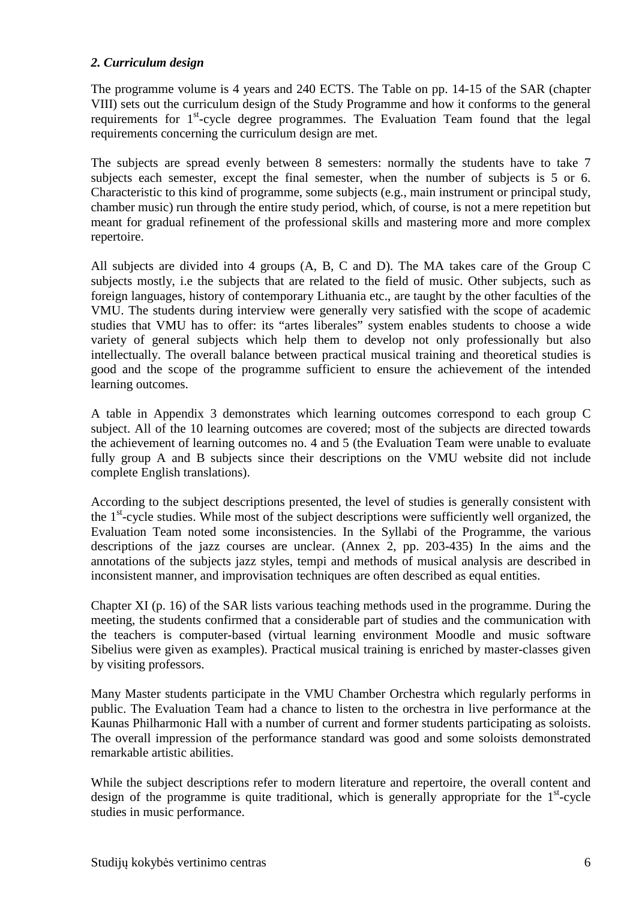### *2. Curriculum design*

The programme volume is 4 years and 240 ECTS. The Table on pp. 14-15 of the SAR (chapter VIII) sets out the curriculum design of the Study Programme and how it conforms to the general requirements for 1st-cycle degree programmes. The Evaluation Team found that the legal requirements concerning the curriculum design are met.

The subjects are spread evenly between 8 semesters: normally the students have to take 7 subjects each semester, except the final semester, when the number of subjects is 5 or 6. Characteristic to this kind of programme, some subjects (e.g., main instrument or principal study, chamber music) run through the entire study period, which, of course, is not a mere repetition but meant for gradual refinement of the professional skills and mastering more and more complex repertoire.

All subjects are divided into 4 groups (A, B, C and D). The MA takes care of the Group C subjects mostly, i.e the subjects that are related to the field of music. Other subjects, such as foreign languages, history of contemporary Lithuania etc., are taught by the other faculties of the VMU. The students during interview were generally very satisfied with the scope of academic studies that VMU has to offer: its "artes liberales" system enables students to choose a wide variety of general subjects which help them to develop not only professionally but also intellectually. The overall balance between practical musical training and theoretical studies is good and the scope of the programme sufficient to ensure the achievement of the intended learning outcomes.

A table in Appendix 3 demonstrates which learning outcomes correspond to each group C subject. All of the 10 learning outcomes are covered; most of the subjects are directed towards the achievement of learning outcomes no. 4 and 5 (the Evaluation Team were unable to evaluate fully group A and B subjects since their descriptions on the VMU website did not include complete English translations).

According to the subject descriptions presented, the level of studies is generally consistent with the 1st-cycle studies. While most of the subject descriptions were sufficiently well organized, the Evaluation Team noted some inconsistencies. In the Syllabi of the Programme, the various descriptions of the jazz courses are unclear. (Annex 2, pp. 203-435) In the aims and the annotations of the subjects jazz styles, tempi and methods of musical analysis are described in inconsistent manner, and improvisation techniques are often described as equal entities.

Chapter XI (p. 16) of the SAR lists various teaching methods used in the programme. During the meeting, the students confirmed that a considerable part of studies and the communication with the teachers is computer-based (virtual learning environment Moodle and music software Sibelius were given as examples). Practical musical training is enriched by master-classes given by visiting professors.

Many Master students participate in the VMU Chamber Orchestra which regularly performs in public. The Evaluation Team had a chance to listen to the orchestra in live performance at the Kaunas Philharmonic Hall with a number of current and former students participating as soloists. The overall impression of the performance standard was good and some soloists demonstrated remarkable artistic abilities.

While the subject descriptions refer to modern literature and repertoire, the overall content and design of the programme is quite traditional, which is generally appropriate for the 1st-cycle studies in music performance.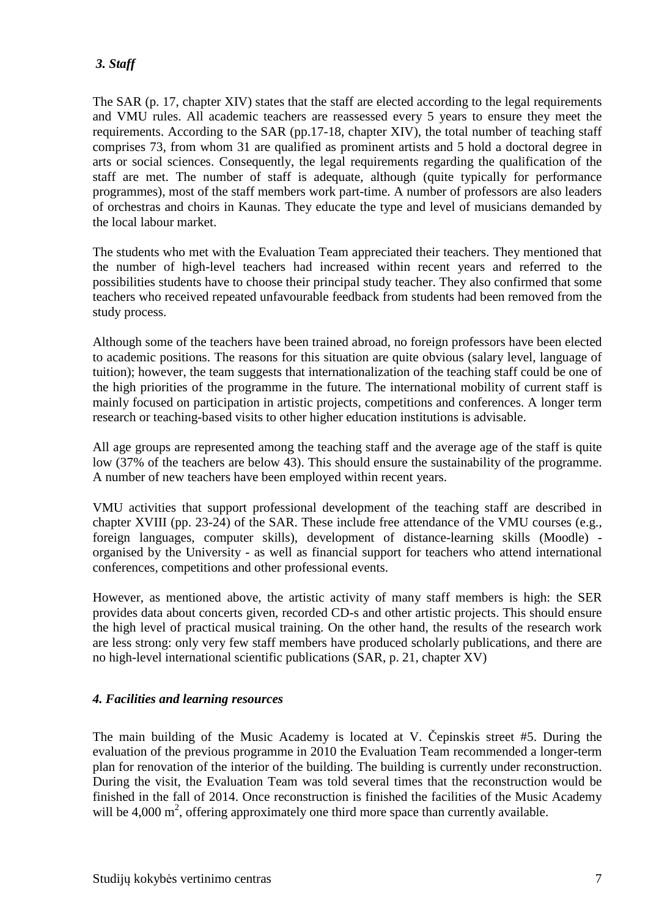### *3. Staff*

The SAR (p. 17, chapter XIV) states that the staff are elected according to the legal requirements and VMU rules. All academic teachers are reassessed every 5 years to ensure they meet the requirements. According to the SAR (pp.17-18, chapter XIV), the total number of teaching staff comprises 73, from whom 31 are qualified as prominent artists and 5 hold a doctoral degree in arts or social sciences. Consequently, the legal requirements regarding the qualification of the staff are met. The number of staff is adequate, although (quite typically for performance programmes), most of the staff members work part-time. A number of professors are also leaders of orchestras and choirs in Kaunas. They educate the type and level of musicians demanded by the local labour market.

The students who met with the Evaluation Team appreciated their teachers. They mentioned that the number of high-level teachers had increased within recent years and referred to the possibilities students have to choose their principal study teacher. They also confirmed that some teachers who received repeated unfavourable feedback from students had been removed from the study process.

Although some of the teachers have been trained abroad, no foreign professors have been elected to academic positions. The reasons for this situation are quite obvious (salary level, language of tuition); however, the team suggests that internationalization of the teaching staff could be one of the high priorities of the programme in the future. The international mobility of current staff is mainly focused on participation in artistic projects, competitions and conferences. A longer term research or teaching-based visits to other higher education institutions is advisable.

All age groups are represented among the teaching staff and the average age of the staff is quite low (37% of the teachers are below 43). This should ensure the sustainability of the programme. A number of new teachers have been employed within recent years.

VMU activities that support professional development of the teaching staff are described in chapter XVIII (pp. 23-24) of the SAR. These include free attendance of the VMU courses (e.g., foreign languages, computer skills), development of distance-learning skills (Moodle) - organised by the University - as well as financial support for teachers who attend international conferences, competitions and other professional events.

However, as mentioned above, the artistic activity of many staff members is high: the SER provides data about concerts given, recorded CD-s and other artistic projects. This should ensure the high level of practical musical training. On the other hand, the results of the research work are less strong: only very few staff members have produced scholarly publications, and there are no high-level international scientific publications (SAR, p. 21, chapter XV)

### *4. Facilities and learning resources*

The main building of the Music Academy is located at V. Čepinskis street #5. During the evaluation of the previous programme in 2010 the Evaluation Team recommended a longer-term plan for renovation of the interior of the building. The building is currently under reconstruction. During the visit, the Evaluation Team was told several times that the reconstruction would be finished in the fall of 2014. Once reconstruction is finished the facilities of the Music Academy will be 4,000 $m^2$, offering approximately one third more space than currently available.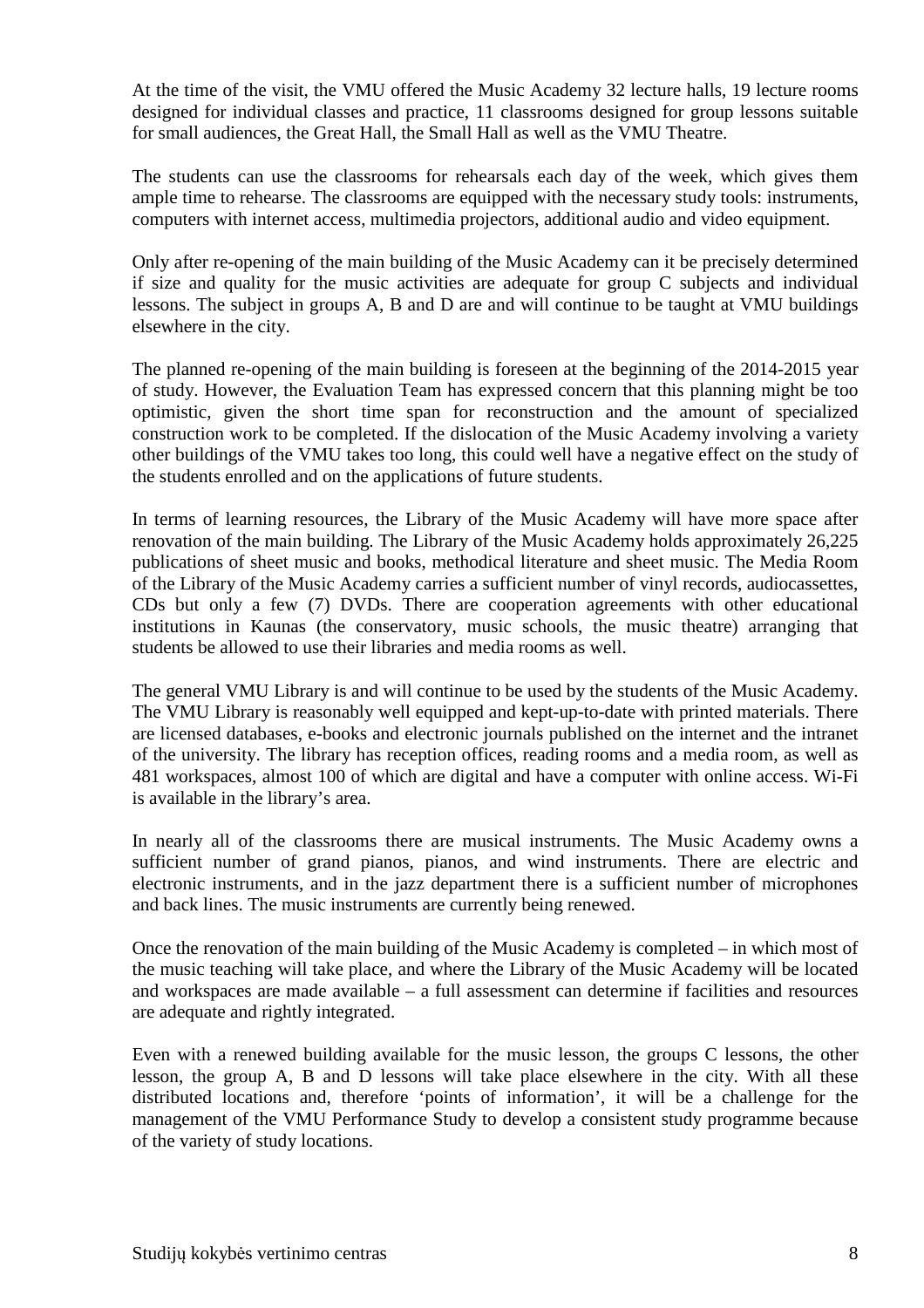At the time of the visit, the VMU offered the Music Academy 32 lecture halls, 19 lecture rooms designed for individual classes and practice, 11 classrooms designed for group lessons suitable for small audiences, the Great Hall, the Small Hall as well as the VMU Theatre.

The students can use the classrooms for rehearsals each day of the week, which gives them ample time to rehearse. The classrooms are equipped with the necessary study tools: instruments, computers with internet access, multimedia projectors, additional audio and video equipment.

Only after re-opening of the main building of the Music Academy can it be precisely determined if size and quality for the music activities are adequate for group C subjects and individual lessons. The subject in groups A, B and D are and will continue to be taught at VMU buildings elsewhere in the city.

The planned re-opening of the main building is foreseen at the beginning of the 2014-2015 year of study. However, the Evaluation Team has expressed concern that this planning might be too optimistic, given the short time span for reconstruction and the amount of specialized construction work to be completed. If the dislocation of the Music Academy involving a variety other buildings of the VMU takes too long, this could well have a negative effect on the study of the students enrolled and on the applications of future students.

In terms of learning resources, the Library of the Music Academy will have more space after renovation of the main building. The Library of the Music Academy holds approximately 26,225 publications of sheet music and books, methodical literature and sheet music. The Media Room of the Library of the Music Academy carries a sufficient number of vinyl records, audiocassettes, CDs but only a few (7) DVDs. There are cooperation agreements with other educational institutions in Kaunas (the conservatory, music schools, the music theatre) arranging that students be allowed to use their libraries and media rooms as well.

The general VMU Library is and will continue to be used by the students of the Music Academy. The VMU Library is reasonably well equipped and kept-up-to-date with printed materials. There are licensed databases, e-books and electronic journals published on the internet and the intranet of the university. The library has reception offices, reading rooms and a media room, as well as 481 workspaces, almost 100 of which are digital and have a computer with online access. Wi-Fi is available in the library's area.

In nearly all of the classrooms there are musical instruments. The Music Academy owns a sufficient number of grand pianos, pianos, and wind instruments. There are electric and electronic instruments, and in the jazz department there is a sufficient number of microphones and back lines. The music instruments are currently being renewed.

Once the renovation of the main building of the Music Academy is completed – in which most of the music teaching will take place, and where the Library of the Music Academy will be located and workspaces are made available – a full assessment can determine if facilities and resources are adequate and rightly integrated.

Even with a renewed building available for the music lesson, the groups C lessons, the other lesson, the group A, B and D lessons will take place elsewhere in the city. With all these distributed locations and, therefore 'points of information', it will be a challenge for the management of the VMU Performance Study to develop a consistent study programme because of the variety of study locations.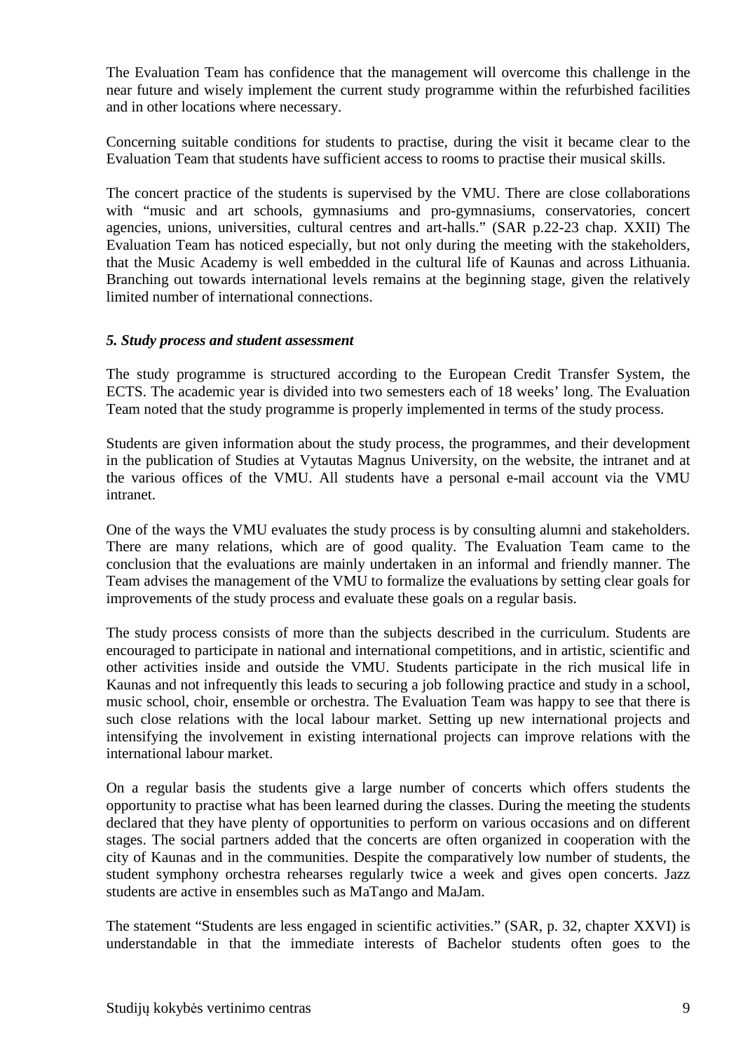The Evaluation Team has confidence that the management will overcome this challenge in the near future and wisely implement the current study programme within the refurbished facilities and in other locations where necessary.

Concerning suitable conditions for students to practise, during the visit it became clear to the Evaluation Team that students have sufficient access to rooms to practise their musical skills.

The concert practice of the students is supervised by the VMU. There are close collaborations with "music and art schools, gymnasiums and pro-gymnasiums, conservatories, concert agencies, unions, universities, cultural centres and art-halls." (SAR p.22-23 chap. XXII) The Evaluation Team has noticed especially, but not only during the meeting with the stakeholders, that the Music Academy is well embedded in the cultural life of Kaunas and across Lithuania. Branching out towards international levels remains at the beginning stage, given the relatively limited number of international connections.

### *5. Study process and student assessment*

The study programme is structured according to the European Credit Transfer System, the ECTS. The academic year is divided into two semesters each of 18 weeks' long. The Evaluation Team noted that the study programme is properly implemented in terms of the study process.

Students are given information about the study process, the programmes, and their development in the publication of Studies at Vytautas Magnus University, on the website, the intranet and at the various offices of the VMU. All students have a personal e-mail account via the VMU intranet.

One of the ways the VMU evaluates the study process is by consulting alumni and stakeholders. There are many relations, which are of good quality. The Evaluation Team came to the conclusion that the evaluations are mainly undertaken in an informal and friendly manner. The Team advises the management of the VMU to formalize the evaluations by setting clear goals for improvements of the study process and evaluate these goals on a regular basis.

The study process consists of more than the subjects described in the curriculum. Students are encouraged to participate in national and international competitions, and in artistic, scientific and other activities inside and outside the VMU. Students participate in the rich musical life in Kaunas and not infrequently this leads to securing a job following practice and study in a school, music school, choir, ensemble or orchestra. The Evaluation Team was happy to see that there is such close relations with the local labour market. Setting up new international projects and intensifying the involvement in existing international projects can improve relations with the international labour market.

On a regular basis the students give a large number of concerts which offers students the opportunity to practise what has been learned during the classes. During the meeting the students declared that they have plenty of opportunities to perform on various occasions and on different stages. The social partners added that the concerts are often organized in cooperation with the city of Kaunas and in the communities. Despite the comparatively low number of students, the student symphony orchestra rehearses regularly twice a week and gives open concerts. Jazz students are active in ensembles such as MaTango and MaJam.

The statement "Students are less engaged in scientific activities." (SAR, p. 32, chapter XXVI) is understandable in that the immediate interests of Bachelor students often goes to the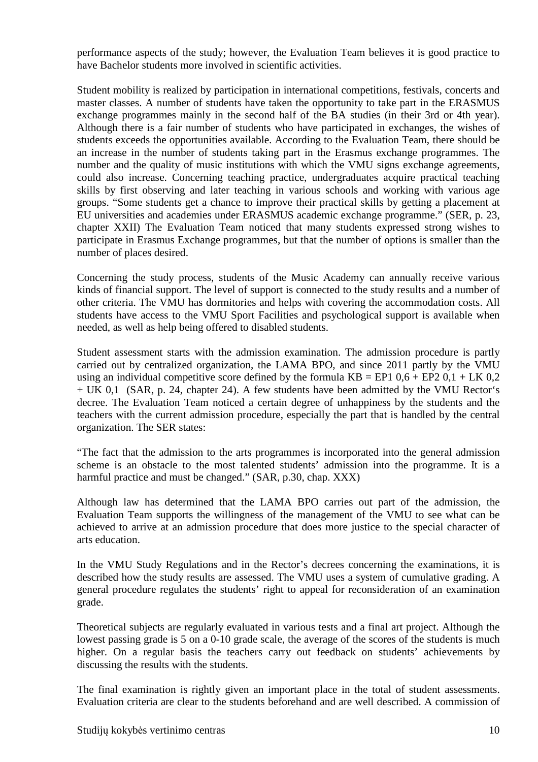performance aspects of the study; however, the Evaluation Team believes it is good practice to have Bachelor students more involved in scientific activities.

Student mobility is realized by participation in international competitions, festivals, concerts and master classes. A number of students have taken the opportunity to take part in the ERASMUS exchange programmes mainly in the second half of the BA studies (in their 3rd or 4th year). Although there is a fair number of students who have participated in exchanges, the wishes of students exceeds the opportunities available. According to the Evaluation Team, there should be an increase in the number of students taking part in the Erasmus exchange programmes. The number and the quality of music institutions with which the VMU signs exchange agreements, could also increase. Concerning teaching practice, undergraduates acquire practical teaching skills by first observing and later teaching in various schools and working with various age groups. "Some students get a chance to improve their practical skills by getting a placement at EU universities and academies under ERASMUS academic exchange programme." (SER, p. 23, chapter XXII) The Evaluation Team noticed that many students expressed strong wishes to participate in Erasmus Exchange programmes, but that the number of options is smaller than the number of places desired.

Concerning the study process, students of the Music Academy can annually receive various kinds of financial support. The level of support is connected to the study results and a number of other criteria. The VMU has dormitories and helps with covering the accommodation costs. All students have access to the VMU Sport Facilities and psychological support is available when needed, as well as help being offered to disabled students.

Student assessment starts with the admission examination. The admission procedure is partly carried out by centralized organization, the LAMA BPO, and since 2011 partly by the VMU using an individual competitive score defined by the formula KB = EP1 0,6 + EP2 0,1 + LK 0,2 + UK 0,1 (SAR, p. 24, chapter 24). A few students have been admitted by the VMU Rector's decree. The Evaluation Team noticed a certain degree of unhappiness by the students and the teachers with the current admission procedure, especially the part that is handled by the central organization. The SER states:

"The fact that the admission to the arts programmes is incorporated into the general admission scheme is an obstacle to the most talented students' admission into the programme. It is a harmful practice and must be changed." (SAR, p.30, chap. XXX)

Although law has determined that the LAMA BPO carries out part of the admission, the Evaluation Team supports the willingness of the management of the VMU to see what can be achieved to arrive at an admission procedure that does more justice to the special character of arts education.

In the VMU Study Regulations and in the Rector's decrees concerning the examinations, it is described how the study results are assessed. The VMU uses a system of cumulative grading. A general procedure regulates the students' right to appeal for reconsideration of an examination grade.

Theoretical subjects are regularly evaluated in various tests and a final art project. Although the lowest passing grade is 5 on a 0-10 grade scale, the average of the scores of the students is much higher. On a regular basis the teachers carry out feedback on students' achievements by discussing the results with the students.

The final examination is rightly given an important place in the total of student assessments. Evaluation criteria are clear to the students beforehand and are well described. A commission of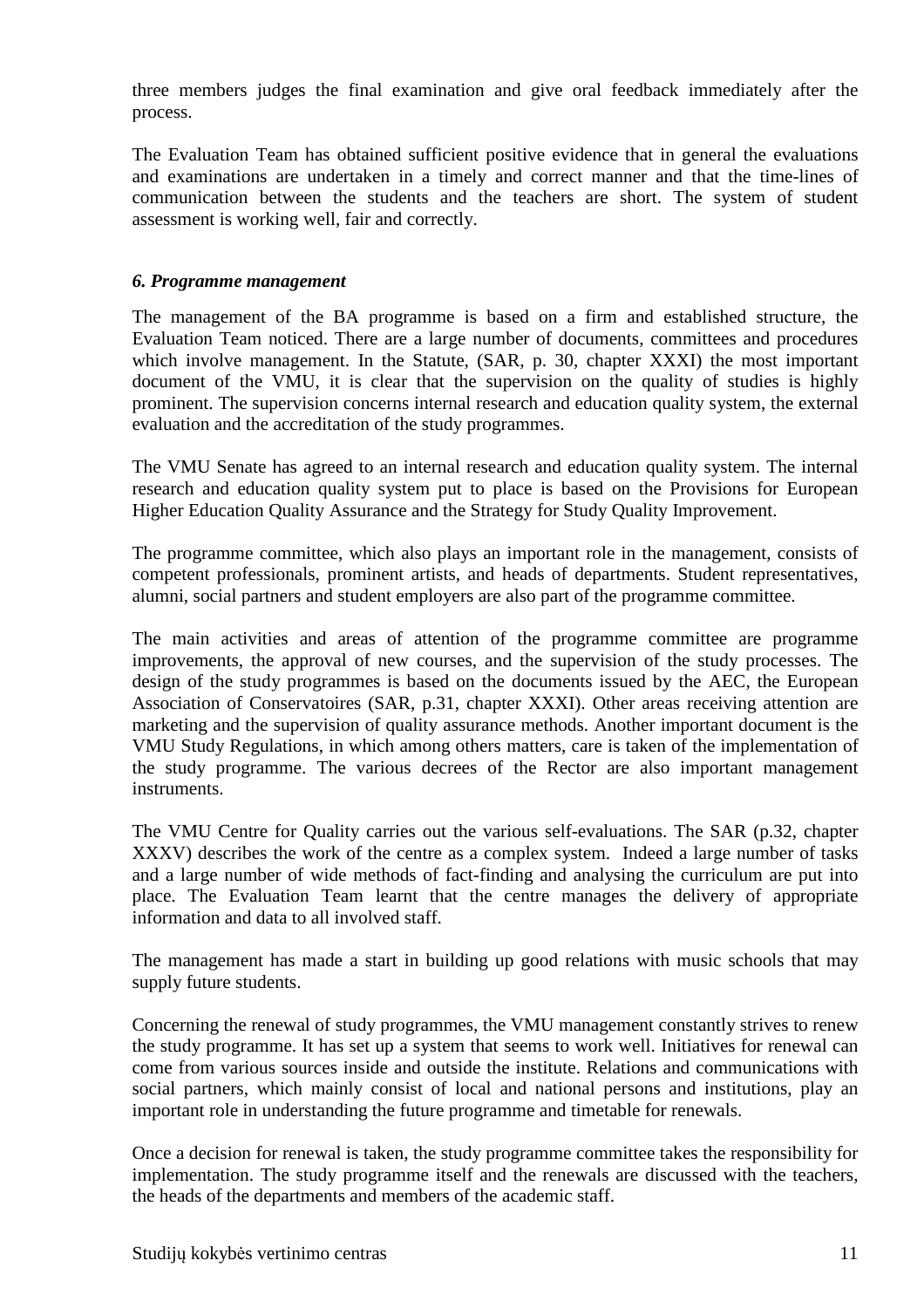three members judges the final examination and give oral feedback immediately after the process.

The Evaluation Team has obtained sufficient positive evidence that in general the evaluations and examinations are undertaken in a timely and correct manner and that the time-lines of communication between the students and the teachers are short. The system of student assessment is working well, fair and correctly.

### *6. Programme management*

The management of the BA programme is based on a firm and established structure, the Evaluation Team noticed. There are a large number of documents, committees and procedures which involve management. In the Statute, (SAR, p. 30, chapter XXXI) the most important document of the VMU, it is clear that the supervision on the quality of studies is highly prominent. The supervision concerns internal research and education quality system, the external evaluation and the accreditation of the study programmes.

The VMU Senate has agreed to an internal research and education quality system. The internal research and education quality system put to place is based on the Provisions for European Higher Education Quality Assurance and the Strategy for Study Quality Improvement.

The programme committee, which also plays an important role in the management, consists of competent professionals, prominent artists, and heads of departments. Student representatives, alumni, social partners and student employers are also part of the programme committee.

The main activities and areas of attention of the programme committee are programme improvements, the approval of new courses, and the supervision of the study processes. The design of the study programmes is based on the documents issued by the AEC, the European Association of Conservatoires (SAR, p.31, chapter XXXI). Other areas receiving attention are marketing and the supervision of quality assurance methods. Another important document is the VMU Study Regulations, in which among others matters, care is taken of the implementation of the study programme. The various decrees of the Rector are also important management instruments.

The VMU Centre for Quality carries out the various self-evaluations. The SAR (p.32, chapter XXXV) describes the work of the centre as a complex system. Indeed a large number of tasks and a large number of wide methods of fact-finding and analysing the curriculum are put into place. The Evaluation Team learnt that the centre manages the delivery of appropriate information and data to all involved staff.

The management has made a start in building up good relations with music schools that may supply future students.

Concerning the renewal of study programmes, the VMU management constantly strives to renew the study programme. It has set up a system that seems to work well. Initiatives for renewal can come from various sources inside and outside the institute. Relations and communications with social partners, which mainly consist of local and national persons and institutions, play an important role in understanding the future programme and timetable for renewals.

Once a decision for renewal is taken, the study programme committee takes the responsibility for implementation. The study programme itself and the renewals are discussed with the teachers, the heads of the departments and members of the academic staff.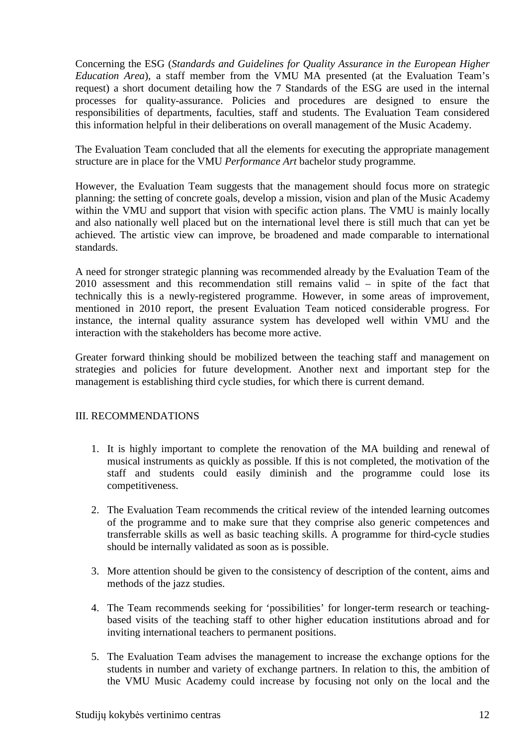Concerning the ESG (*Standards and Guidelines for Quality Assurance in the European Higher Education Area*), a staff member from the VMU MA presented (at the Evaluation Team's request) a short document detailing how the 7 Standards of the ESG are used in the internal processes for quality-assurance. Policies and procedures are designed to ensure the responsibilities of departments, faculties, staff and students. The Evaluation Team considered this information helpful in their deliberations on overall management of the Music Academy.

The Evaluation Team concluded that all the elements for executing the appropriate management structure are in place for the VMU *Performance Art* bachelor study programme.

However, the Evaluation Team suggests that the management should focus more on strategic planning: the setting of concrete goals, develop a mission, vision and plan of the Music Academy within the VMU and support that vision with specific action plans. The VMU is mainly locally and also nationally well placed but on the international level there is still much that can yet be achieved. The artistic view can improve, be broadened and made comparable to international standards.

A need for stronger strategic planning was recommended already by the Evaluation Team of the 2010 assessment and this recommendation still remains valid – in spite of the fact that technically this is a newly-registered programme. However, in some areas of improvement, mentioned in 2010 report, the present Evaluation Team noticed considerable progress. For instance, the internal quality assurance system has developed well within VMU and the interaction with the stakeholders has become more active.

Greater forward thinking should be mobilized between the teaching staff and management on strategies and policies for future development. Another next and important step for the management is establishing third cycle studies, for which there is current demand.

## III. RECOMMENDATIONS

1. It is highly important to complete the renovation of the MA building and renewal of musical instruments as quickly as possible. If this is not completed, the motivation of the staff and students could easily diminish and the programme could lose its competitiveness.
2. The Evaluation Team recommends the critical review of the intended learning outcomes of the programme and to make sure that they comprise also generic competences and transferrable skills as well as basic teaching skills. A programme for third-cycle studies should be internally validated as soon as is possible.
3. More attention should be given to the consistency of description of the content, aims and methods of the jazz studies.
4. The Team recommends seeking for 'possibilities' for longer-term research or teaching-based visits of the teaching staff to other higher education institutions abroad and for inviting international teachers to permanent positions.
5. The Evaluation Team advises the management to increase the exchange options for the students in number and variety of exchange partners. In relation to this, the ambition of the VMU Music Academy could increase by focusing not only on the local and the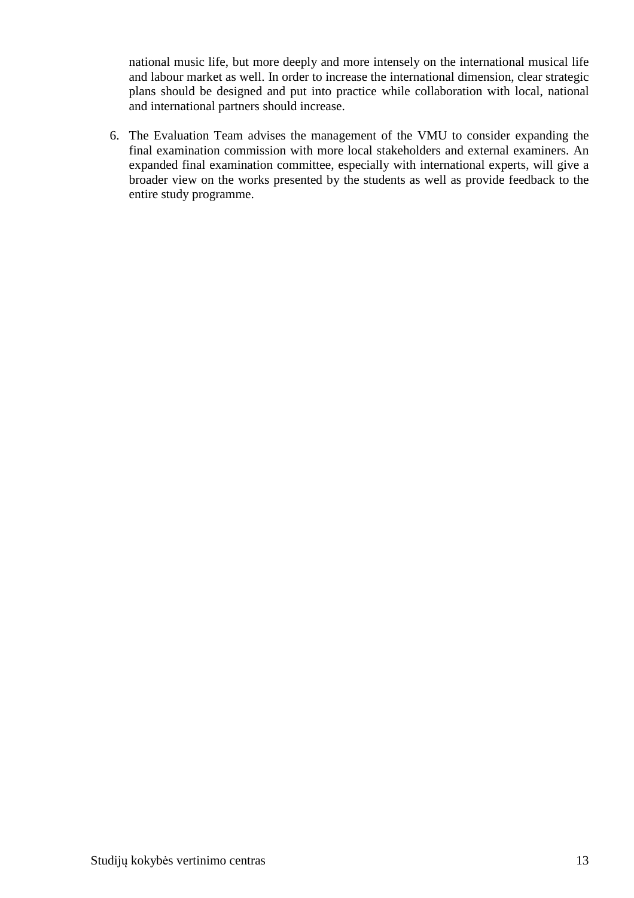national music life, but more deeply and more intensely on the international musical life and labour market as well. In order to increase the international dimension, clear strategic plans should be designed and put into practice while collaboration with local, national and international partners should increase.

6. The Evaluation Team advises the management of the VMU to consider expanding the final examination commission with more local stakeholders and external examiners. An expanded final examination committee, especially with international experts, will give a broader view on the works presented by the students as well as provide feedback to the entire study programme.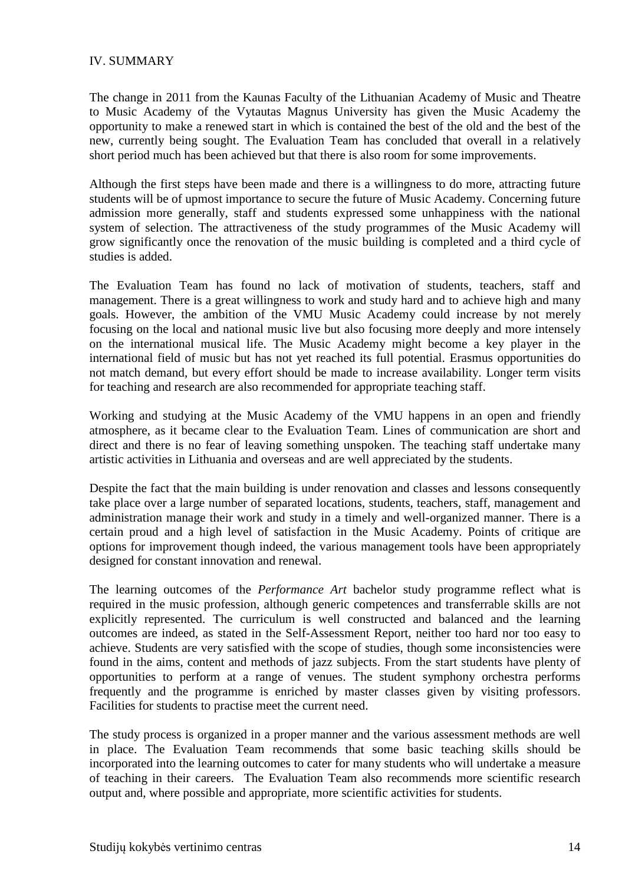## IV. SUMMARY

The change in 2011 from the Kaunas Faculty of the Lithuanian Academy of Music and Theatre to Music Academy of the Vytautas Magnus University has given the Music Academy the opportunity to make a renewed start in which is contained the best of the old and the best of the new, currently being sought. The Evaluation Team has concluded that overall in a relatively short period much has been achieved but that there is also room for some improvements.

Although the first steps have been made and there is a willingness to do more, attracting future students will be of upmost importance to secure the future of Music Academy. Concerning future admission more generally, staff and students expressed some unhappiness with the national system of selection. The attractiveness of the study programmes of the Music Academy will grow significantly once the renovation of the music building is completed and a third cycle of studies is added.

The Evaluation Team has found no lack of motivation of students, teachers, staff and management. There is a great willingness to work and study hard and to achieve high and many goals. However, the ambition of the VMU Music Academy could increase by not merely focusing on the local and national music live but also focusing more deeply and more intensely on the international musical life. The Music Academy might become a key player in the international field of music but has not yet reached its full potential. Erasmus opportunities do not match demand, but every effort should be made to increase availability. Longer term visits for teaching and research are also recommended for appropriate teaching staff.

Working and studying at the Music Academy of the VMU happens in an open and friendly atmosphere, as it became clear to the Evaluation Team. Lines of communication are short and direct and there is no fear of leaving something unspoken. The teaching staff undertake many artistic activities in Lithuania and overseas and are well appreciated by the students.

Despite the fact that the main building is under renovation and classes and lessons consequently take place over a large number of separated locations, students, teachers, staff, management and administration manage their work and study in a timely and well-organized manner. There is a certain proud and a high level of satisfaction in the Music Academy. Points of critique are options for improvement though indeed, the various management tools have been appropriately designed for constant innovation and renewal.

The learning outcomes of the *Performance Art* bachelor study programme reflect what is required in the music profession, although generic competences and transferrable skills are not explicitly represented. The curriculum is well constructed and balanced and the learning outcomes are indeed, as stated in the Self-Assessment Report, neither too hard nor too easy to achieve. Students are very satisfied with the scope of studies, though some inconsistencies were found in the aims, content and methods of jazz subjects. From the start students have plenty of opportunities to perform at a range of venues. The student symphony orchestra performs frequently and the programme is enriched by master classes given by visiting professors. Facilities for students to practise meet the current need.

The study process is organized in a proper manner and the various assessment methods are well in place. The Evaluation Team recommends that some basic teaching skills should be incorporated into the learning outcomes to cater for many students who will undertake a measure of teaching in their careers. The Evaluation Team also recommends more scientific research output and, where possible and appropriate, more scientific activities for students.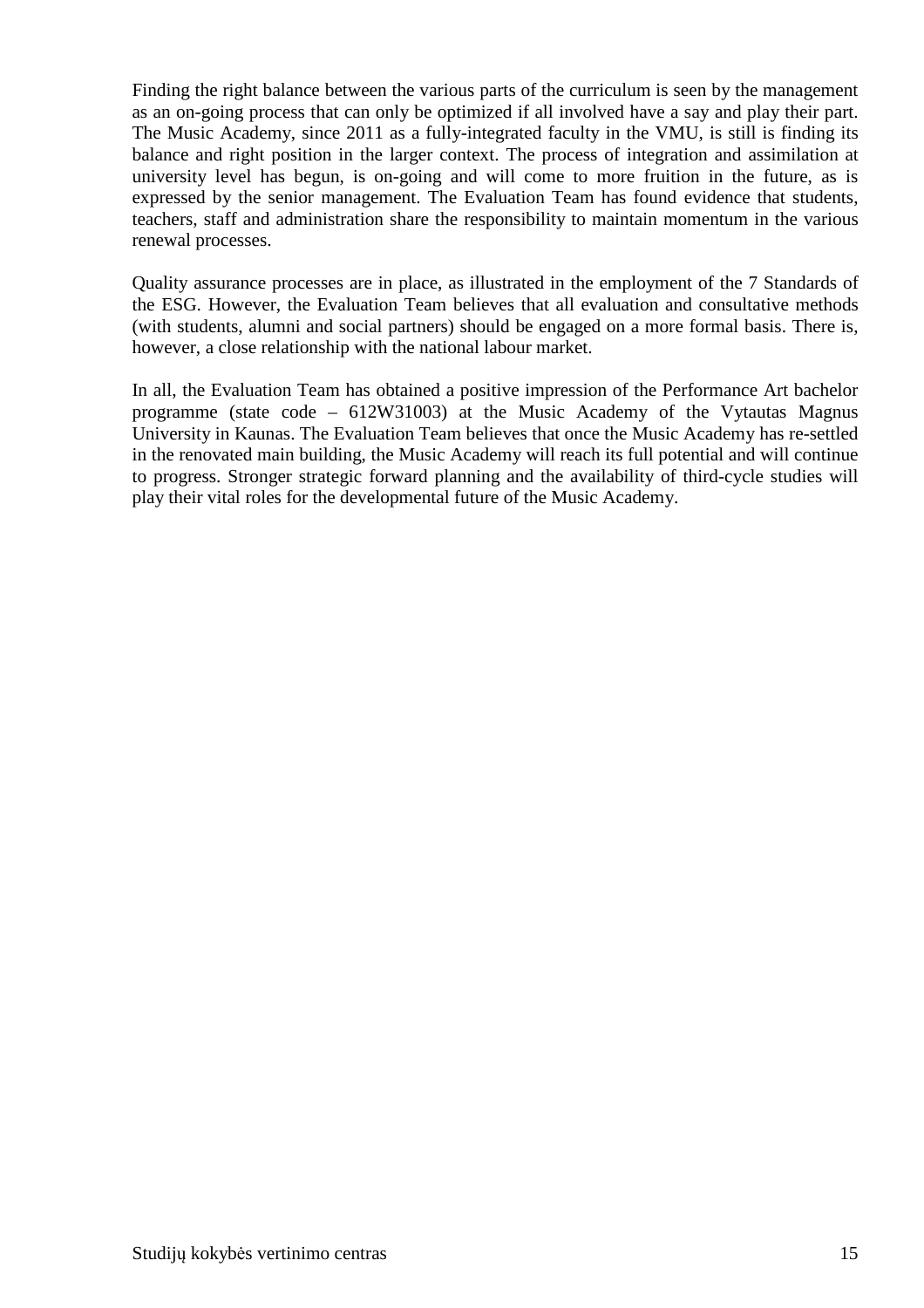Finding the right balance between the various parts of the curriculum is seen by the management as an on-going process that can only be optimized if all involved have a say and play their part. The Music Academy, since 2011 as a fully-integrated faculty in the VMU, is still is finding its balance and right position in the larger context. The process of integration and assimilation at university level has begun, is on-going and will come to more fruition in the future, as is expressed by the senior management. The Evaluation Team has found evidence that students, teachers, staff and administration share the responsibility to maintain momentum in the various renewal processes.

Quality assurance processes are in place, as illustrated in the employment of the 7 Standards of the ESG. However, the Evaluation Team believes that all evaluation and consultative methods (with students, alumni and social partners) should be engaged on a more formal basis. There is, however, a close relationship with the national labour market.

In all, the Evaluation Team has obtained a positive impression of the Performance Art bachelor programme (state code – 612W31003) at the Music Academy of the Vytautas Magnus University in Kaunas. The Evaluation Team believes that once the Music Academy has re-settled in the renovated main building, the Music Academy will reach its full potential and will continue to progress. Stronger strategic forward planning and the availability of third-cycle studies will play their vital roles for the developmental future of the Music Academy.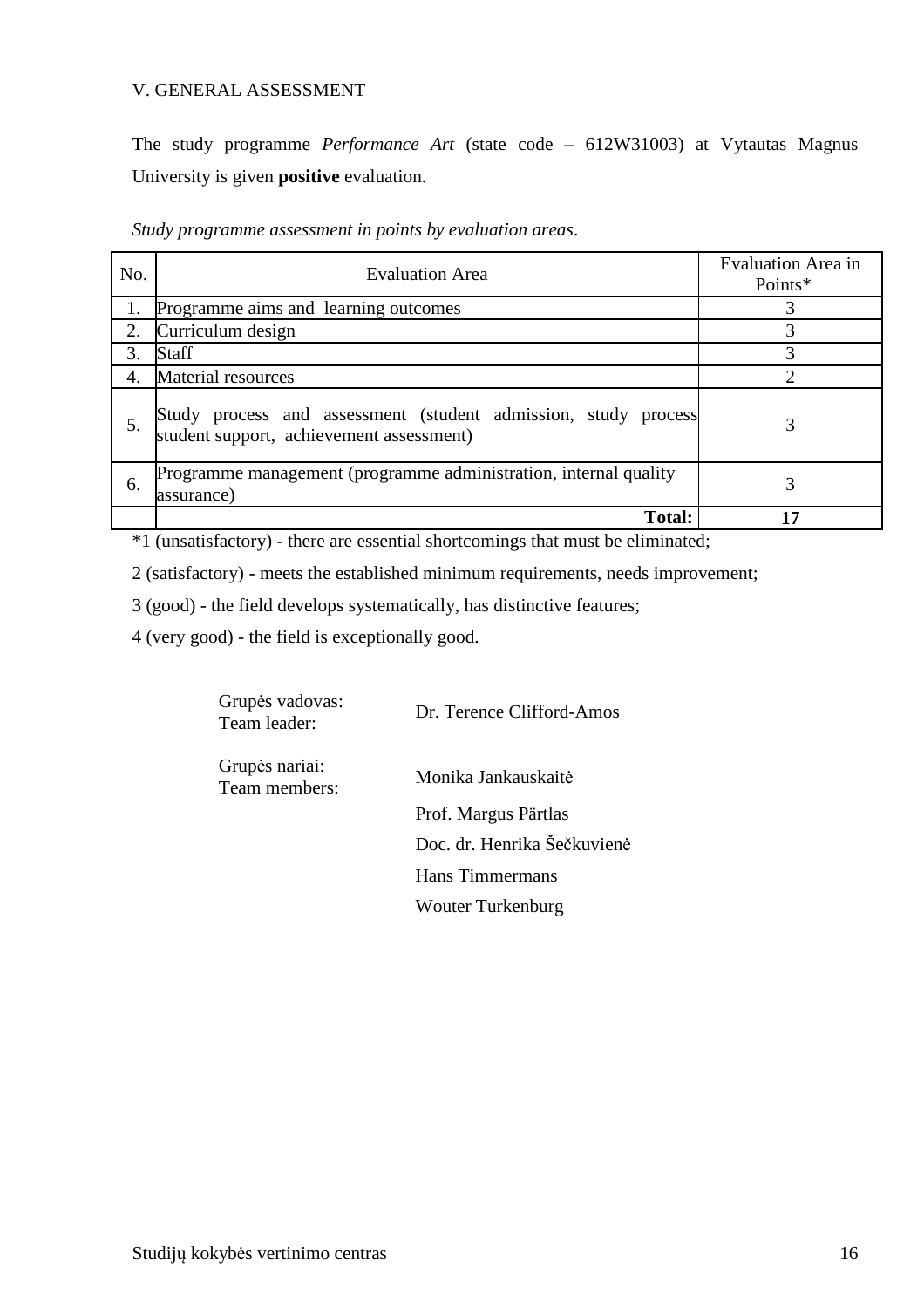## V. GENERAL ASSESSMENT

The study programme *Performance Art* (state code – 612W31003) at Vytautas Magnus University is given **positive** evaluation.

*Study programme assessment in points by evaluation areas*.

| No. | Evaluation Area | Evaluation Area in Points* |
|---|---|---|
| 1. | Programme aims and learning outcomes | 3 |
| 2. | Curriculum design | 3 |
| 3. | Staff | 3 |
| 4. | Material resources | 2 |
| 5. | Study process and assessment (student admission, study process student support, achievement assessment) | 3 |
| 6. | Programme management (programme administration, internal quality assurance) | 3 |
| | **Total:** | **17** |

*1 (unsatisfactory) - there are essential shortcomings that must be eliminated;

2 (satisfactory) - meets the established minimum requirements, needs improvement;

3 (good) - the field develops systematically, has distinctive features;

4 (very good) - the field is exceptionally good.

Grupės vadovas:
Team leader: Dr. Terence Clifford-Amos

Grupės nariai:
Team members: Monika Jankauskaitė

Prof. Margus Pärtlas

Doc. dr. Henrika Šečkuvienė

Hans Timmermans

Wouter Turkenburg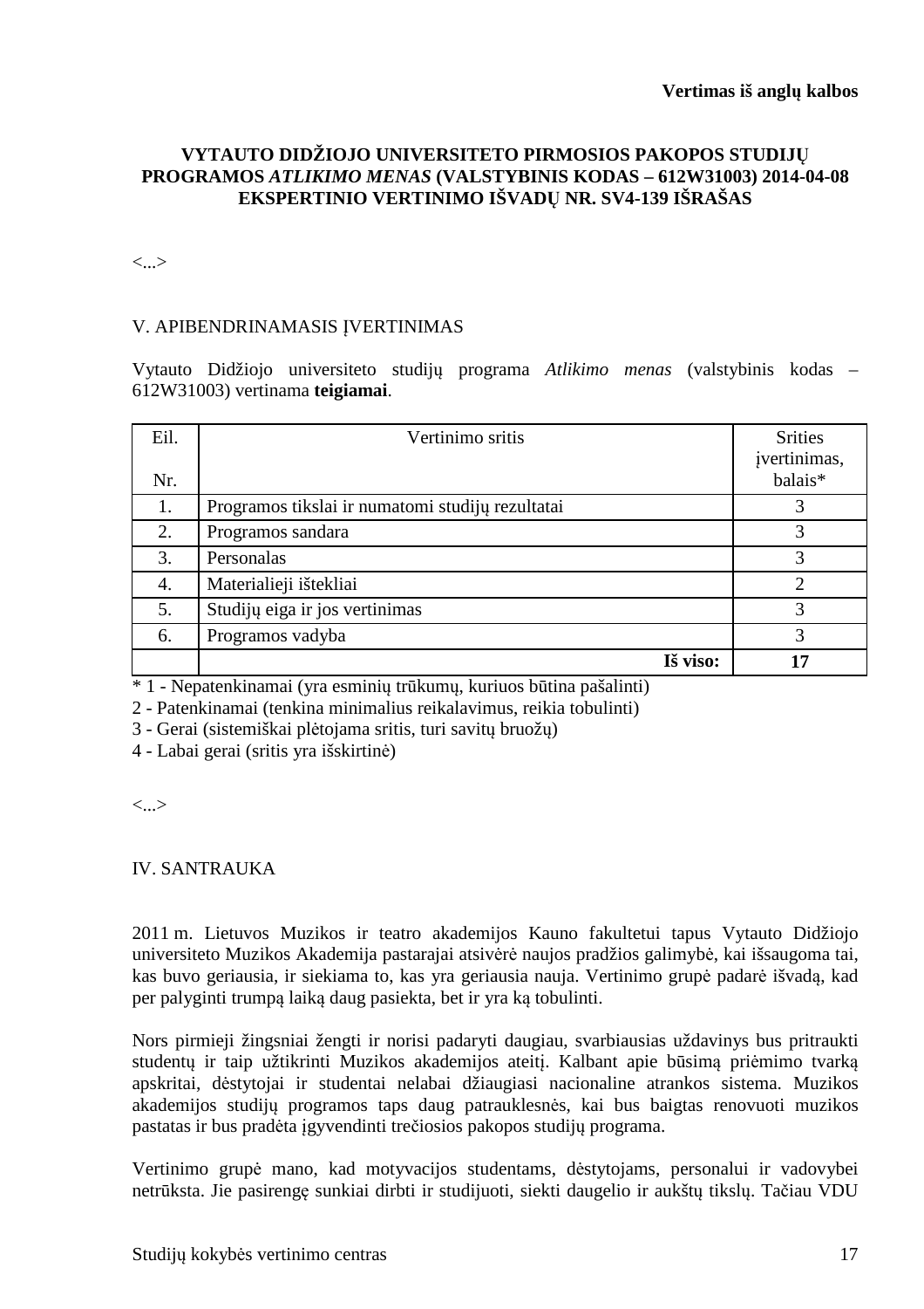**Vertimas iš anglų kalbos**

**VYTAUTO DIDŽIOJO UNIVERSITETO PIRMOSIOS PAKOPOS STUDIJŲ PROGRAMOS *ATLIKIMO MENAS* (VALSTYBINIS KODAS – 612W31003) 2014-04-08 EKSPERTINIO VERTINIMO IŠVADŲ NR. SV4-139 IŠRAŠAS**

<...>

V. APIBENDRINAMASIS ĮVERTINIMAS

Vytauto Didžiojo universiteto studijų programa *Atlikimo menas* (valstybinis kodas – 612W31003) vertinama **teigiamai**.

| Eil. Nr. | Vertinimo sritis | Srities įvertinimas, balais* |
|---|---|---|
| 1. | Programos tikslai ir numatomi studijų rezultatai | 3 |
| 2. | Programos sandara | 3 |
| 3. | Personalas | 3 |
| 4. | Materialieji ištekliai | 2 |
| 5. | Studijų eiga ir jos vertinimas | 3 |
| 6. | Programos vadyba | 3 |
| | **Iš viso:** | **17** |

\* 1 - Nepatenkinamai (yra esminių trūkumų, kuriuos būtina pašalinti)
2 - Patenkinamai (tenkina minimalius reikalavimus, reikia tobulinti)
3 - Gerai (sistemiškai plėtojama sritis, turi savitų bruožų)
4 - Labai gerai (sritis yra išskirtinė)

<...>

IV. SANTRAUKA

2011 m. Lietuvos Muzikos ir teatro akademijos Kauno fakultetui tapus Vytauto Didžiojo universiteto Muzikos Akademija pastarajai atsivėrė naujos pradžios galimybė, kai išsaugoma tai, kas buvo geriausia, ir siekiama to, kas yra geriausia nauja. Vertinimo grupė padarė išvadą, kad per palyginti trumpą laiką daug pasiekta, bet ir yra ką tobulinti.

Nors pirmieji žingsniai žengti ir norisi padaryti daugiau, svarbiausias uždavinys bus pritraukti studentų ir taip užtikrinti Muzikos akademijos ateitį. Kalbant apie būsimą priėmimo tvarką apskritai, dėstytojai ir studentai nelabai džiaugiasi nacionaline atrankos sistema. Muzikos akademijos studijų programos taps daug patrauklesnės, kai bus baigtas renovuoti muzikos pastatas ir bus pradėta įgyvendinti trečiosios pakopos studijų programa.

Vertinimo grupė mano, kad motyvacijos studentams, dėstytojams, personalui ir vadovybei netrūksta. Jie pasirengę sunkiai dirbti ir studijuoti, siekti daugelio ir aukštų tikslų. Tačiau VDU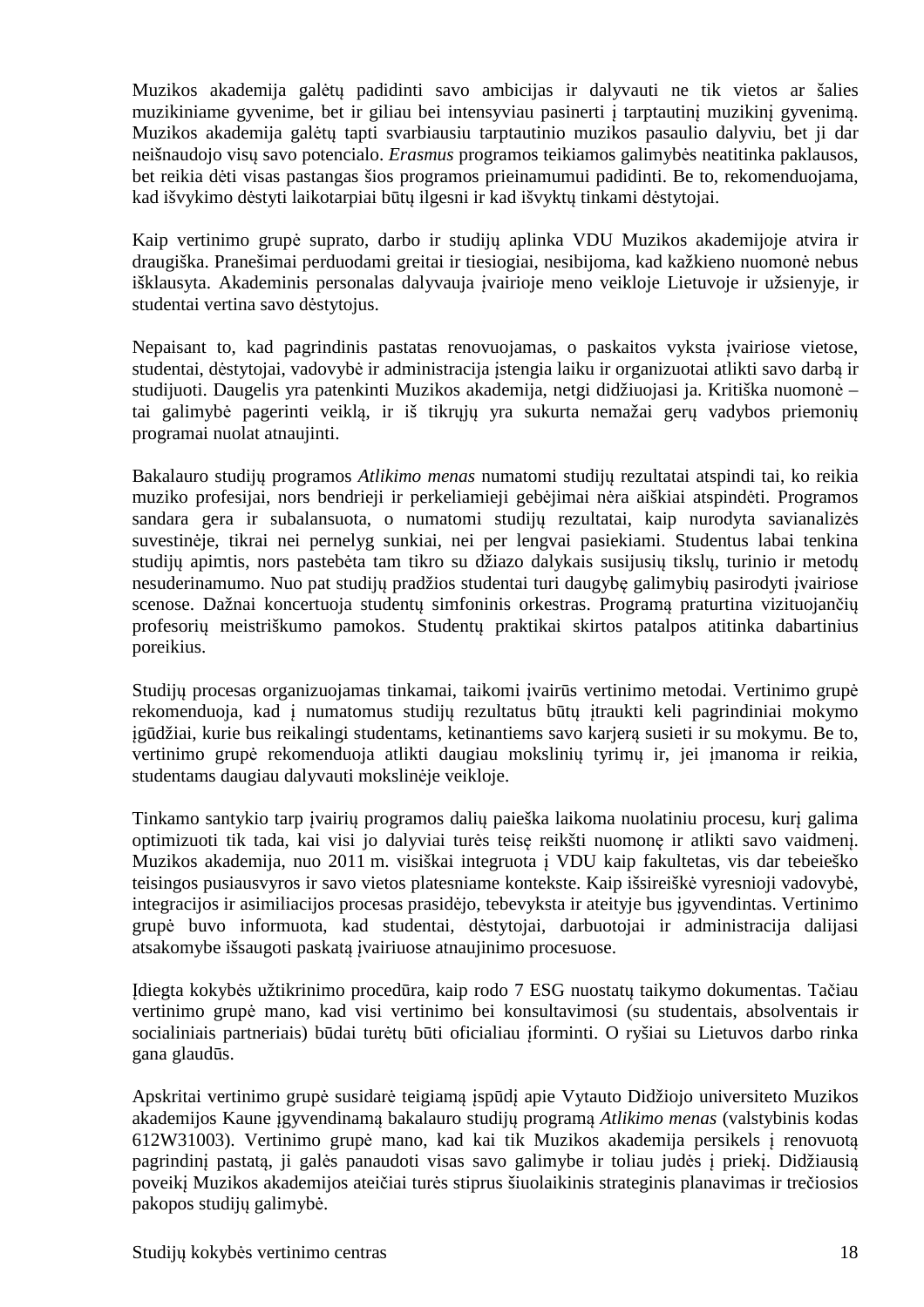Muzikos akademija galėtų padidinti savo ambicijas ir dalyvauti ne tik vietos ar šalies muzikiniame gyvenime, bet ir giliau bei intensyviau pasinerti į tarptautinį muzikinį gyvenimą. Muzikos akademija galėtų tapti svarbiausiu tarptautinio muzikos pasaulio dalyviu, bet ji dar neišnaudojo visų savo potencialo. *Erasmus* programos teikiamos galimybės neatitinka paklausos, bet reikia dėti visas pastangas šios programos prieinamumui padidinti. Be to, rekomenduojama, kad išvykimo dėstyti laikotarpiai būtų ilgesni ir kad išvyktų tinkami dėstytojai.

Kaip vertinimo grupė suprato, darbo ir studijų aplinka VDU Muzikos akademijoje atvira ir draugiška. Pranešimai perduodami greitai ir tiesiogiai, nesibijoma, kad kažkieno nuomonė nebus išklausyta. Akademinis personalas dalyvauja įvairioje meno veikloje Lietuvoje ir užsienyje, ir studentai vertina savo dėstytojus.

Nepaisant to, kad pagrindinis pastatas renovuojamas, o paskaitos vyksta įvairiose vietose, studentai, dėstytojai, vadovybė ir administracija įstengia laiku ir organizuotai atlikti savo darbą ir studijuoti. Daugelis yra patenkinti Muzikos akademija, netgi didžiuojasi ja. Kritiška nuomonė – tai galimybė pagerinti veiklą, ir iš tikrųjų yra sukurta nemažai gerų vadybos priemonių programai nuolat atnaujinti.

Bakalauro studijų programos *Atlikimo menas* numatomi studijų rezultatai atspindi tai, ko reikia muziko profesijai, nors bendrieji ir perkeliamieji gebėjimai nėra aiškiai atspindėti. Programos sandara gera ir subalansuota, o numatomi studijų rezultatai, kaip nurodyta savianalizės suvestinėje, tikrai nei pernelyg sunkiai, nei per lengvai pasiekiami. Studentus labai tenkina studijų apimtis, nors pastebėta tam tikro su džiazo dalykais susijusių tikslų, turinio ir metodų nesuderinamumo. Nuo pat studijų pradžios studentai turi daugybę galimybių pasirodyti įvairiose scenose. Dažnai koncertuoja studentų simfoninis orkestras. Programą praturtina vizituojančių profesorių meistriškumo pamokos. Studentų praktikai skirtos patalpos atitinka dabartinius poreikius.

Studijų procesas organizuojamas tinkamai, taikomi įvairūs vertinimo metodai. Vertinimo grupė rekomenduoja, kad į numatomus studijų rezultatus būtų įtraukti keli pagrindiniai mokymo įgūdžiai, kurie bus reikalingi studentams, ketinantiems savo karjerą susieti ir su mokymu. Be to, vertinimo grupė rekomenduoja atlikti daugiau mokslinių tyrimų ir, jei įmanoma ir reikia, studentams daugiau dalyvauti mokslinėje veikloje.

Tinkamo santykio tarp įvairių programos dalių paieška laikoma nuolatiniu procesu, kurį galima optimizuoti tik tada, kai visi jo dalyviai turės teisę reikšti nuomonę ir atlikti savo vaidmenį. Muzikos akademija, nuo 2011 m. visiškai integruota į VDU kaip fakultetas, vis dar tebeieško teisingos pusiausvyros ir savo vietos platesniame kontekste. Kaip išsireiškė vyresnioji vadovybė, integracijos ir asimiliacijos procesas prasidėjo, tebevyksta ir ateityje bus įgyvendintas. Vertinimo grupė buvo informuota, kad studentai, dėstytojai, darbuotojai ir administracija dalijasi atsakomybe išsaugoti paskatą įvairiuose atnaujinimo procesuose.

Įdiegta kokybės užtikrinimo procedūra, kaip rodo 7 ESG nuostatų taikymo dokumentas. Tačiau vertinimo grupė mano, kad visi vertinimo bei konsultavimosi (su studentais, absolventais ir socialiniais partneriais) būdai turėtų būti oficialiau įforminti. O ryšiai su Lietuvos darbo rinka gana glaudūs.

Apskritai vertinimo grupė susidarė teigiamą įspūdį apie Vytauto Didžiojo universiteto Muzikos akademijos Kaune įgyvendinamą bakalauro studijų programą *Atlikimo menas* (valstybinis kodas 612W31003). Vertinimo grupė mano, kad kai tik Muzikos akademija persikels į renovuotą pagrindinį pastatą, ji galės panaudoti visas savo galimybe ir toliau judės į priekį. Didžiausią poveikį Muzikos akademijos ateičiai turės stiprus šiuolaikinis strateginis planavimas ir trečiosios pakopos studijų galimybė.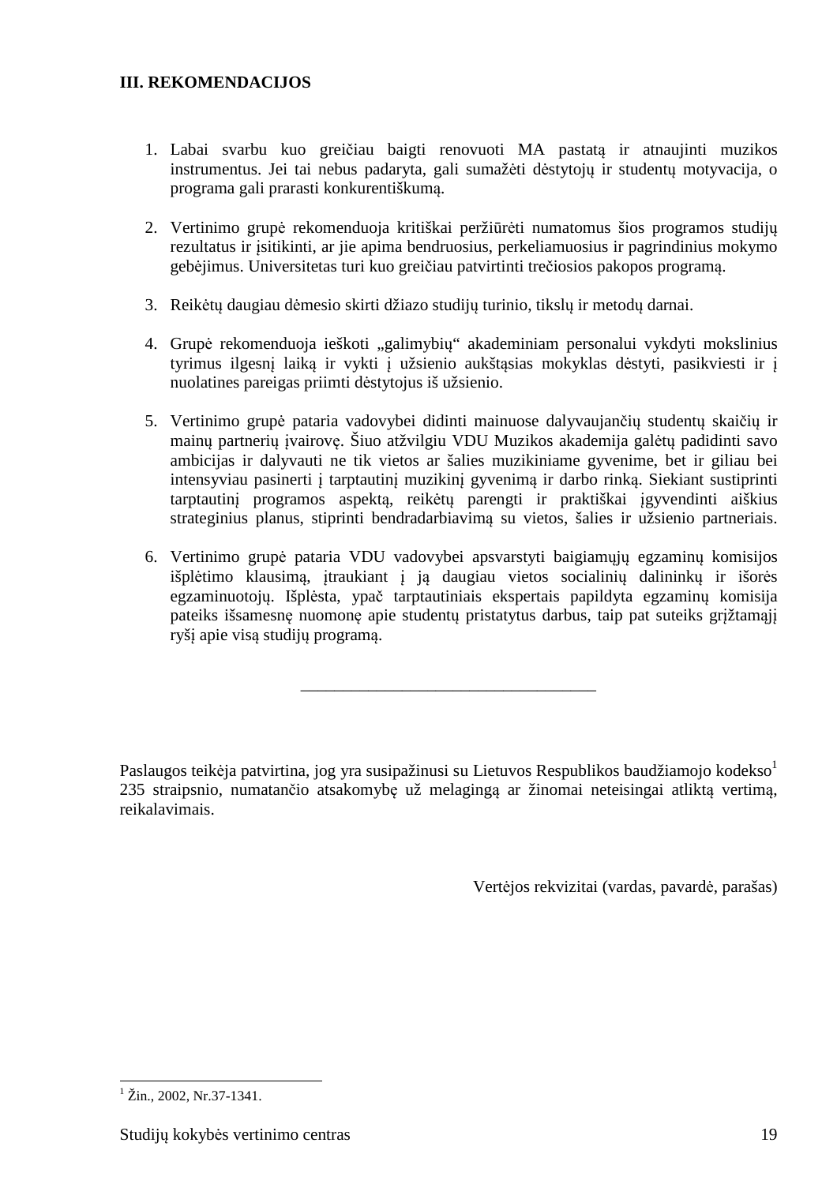## III. REKOMENDACIJOS

1. Labai svarbu kuo greičiau baigti renovuoti MA pastatą ir atnaujinti muzikos instrumentus. Jei tai nebus padaryta, gali sumažėti dėstytojų ir studentų motyvacija, o programa gali prarasti konkurentiškumą.

2. Vertinimo grupė rekomenduoja kritiškai peržiūrėti numatomus šios programos studijų rezultatus ir įsitikinti, ar jie apima bendruosius, perkeliamuosius ir pagrindinius mokymo gebėjimus. Universitetas turi kuo greičiau patvirtinti trečiosios pakopos programą.

3. Reikėtų daugiau dėmesio skirti džiazo studijų turinio, tikslų ir metodų darnai.

4. Grupė rekomenduoja ieškoti „galimybių" akademiniam personalui vykdyti mokslinius tyrimus ilgesnį laiką ir vykti į užsienio aukštąsias mokyklas dėstyti, pasikviesti ir į nuolatines pareigas priimti dėstytojus iš užsienio.

5. Vertinimo grupė pataria vadovybei didinti mainuose dalyvaujančių studentų skaičių ir mainų partnerių įvairovę. Šiuo atžvilgiu VDU Muzikos akademija galėtų padidinti savo ambicijas ir dalyvauti ne tik vietos ar šalies muzikiniame gyvenime, bet ir giliau bei intensyviau pasinerti į tarptautinį muzikinį gyvenimą ir darbo rinką. Siekiant sustiprinti tarptautinį programos aspektą, reikėtų parengti ir praktiškai įgyvendinti aiškius strateginius planus, stiprinti bendradarbiavimą su vietos, šalies ir užsienio partneriais.

6. Vertinimo grupė pataria VDU vadovybei apsvarstyti baigiamųjų egzaminų komisijos išplėtimo klausimą, įtraukiant į ją daugiau vietos socialinių dalininkų ir išorės egzaminuotojų. Išplėsta, ypač tarptautiniais ekspertais papildyta egzaminų komisija pateiks išsamesnę nuomonę apie studentų pristatytus darbus, taip pat suteiks grįžtamąjį ryšį apie visą studijų programą.

\_\_\_\_\_\_\_\_\_\_\_\_\_\_\_\_\_\_\_\_\_\_\_\_\_\_\_\_\_\_\_\_\_\_

Paslaugos teikėja patvirtina, jog yra susipažinusi su Lietuvos Respublikos baudžiamojo kodekso[1] 235 straipsnio, numatančio atsakomybę už melagingą ar žinomai neteisingai atliktą vertimą, reikalavimais.

Vertėjos rekvizitai (vardas, pavardė, parašas)

[1] Žin., 2002, Nr.37-1341.